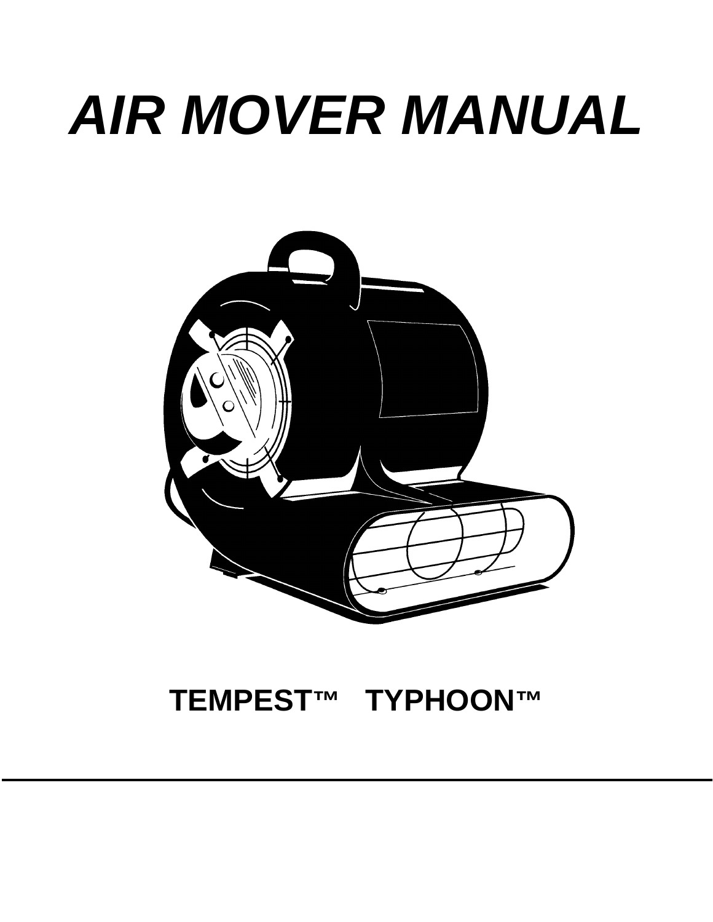# *AIR MOVER MANUAL*

**TEMPEST™ TYPHOON™**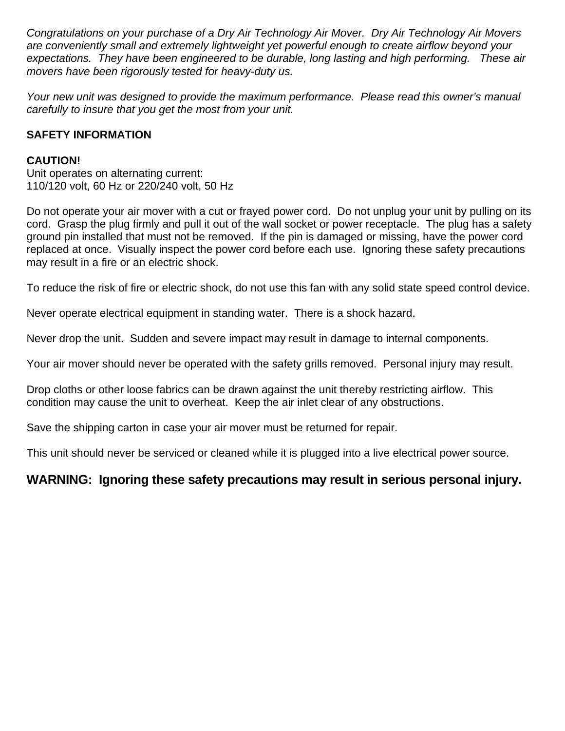*Congratulations on your purchase of a Dry Air Technology Air Mover. Dry Air Technology Air Movers are conveniently small and extremely lightweight yet powerful enough to create airflow beyond your expectations. They have been engineered to be durable, long lasting and high performing. These air movers have been rigorously tested for heavy-duty us.*

*Your new unit was designed to provide the maximum performance. Please read this owner's manual carefully to insure that you get the most from your unit.*

**SAFETY INFORMATION**

**CAUTION!**
Unit operates on alternating current:
110/120 volt, 60 Hz or 220/240 volt, 50 Hz

Do not operate your air mover with a cut or frayed power cord. Do not unplug your unit by pulling on its cord. Grasp the plug firmly and pull it out of the wall socket or power receptacle. The plug has a safety ground pin installed that must not be removed. If the pin is damaged or missing, have the power cord replaced at once. Visually inspect the power cord before each use. Ignoring these safety precautions may result in a fire or an electric shock.

To reduce the risk of fire or electric shock, do not use this fan with any solid state speed control device.

Never operate electrical equipment in standing water. There is a shock hazard.

Never drop the unit. Sudden and severe impact may result in damage to internal components.

Your air mover should never be operated with the safety grills removed. Personal injury may result.

Drop cloths or other loose fabrics can be drawn against the unit thereby restricting airflow. This condition may cause the unit to overheat. Keep the air inlet clear of any obstructions.

Save the shipping carton in case your air mover must be returned for repair.

This unit should never be serviced or cleaned while it is plugged into a live electrical power source.

**WARNING: Ignoring these safety precautions may result in serious personal injury.**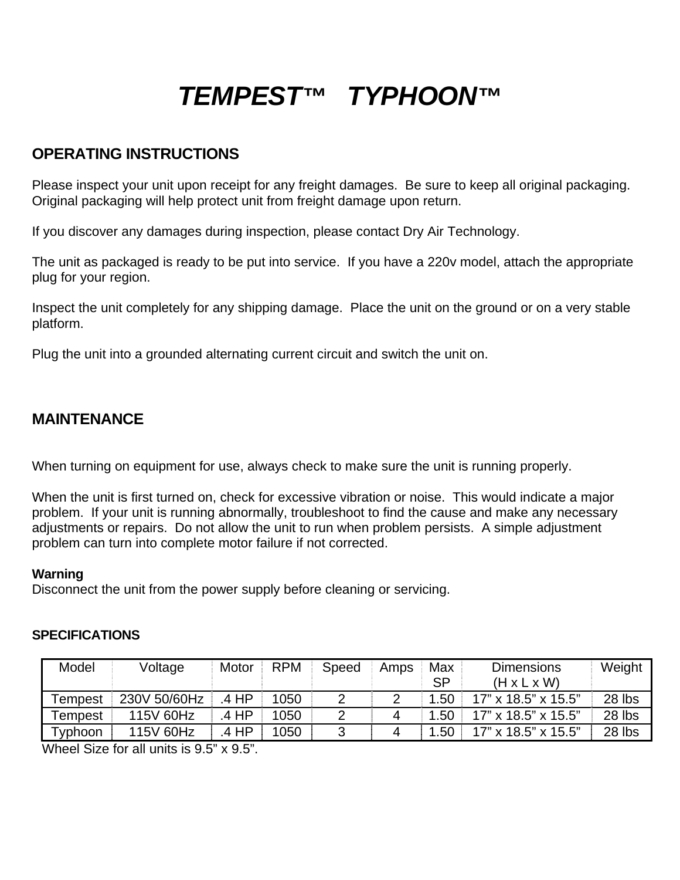# *TEMPEST™ TYPHOON™*

## OPERATING INSTRUCTIONS

Please inspect your unit upon receipt for any freight damages. Be sure to keep all original packaging. Original packaging will help protect unit from freight damage upon return.

If you discover any damages during inspection, please contact Dry Air Technology.

The unit as packaged is ready to be put into service. If you have a 220v model, attach the appropriate plug for your region.

Inspect the unit completely for any shipping damage. Place the unit on the ground or on a very stable platform.

Plug the unit into a grounded alternating current circuit and switch the unit on.

## MAINTENANCE

When turning on equipment for use, always check to make sure the unit is running properly.

When the unit is first turned on, check for excessive vibration or noise. This would indicate a major problem. If your unit is running abnormally, troubleshoot to find the cause and make any necessary adjustments or repairs. Do not allow the unit to run when problem persists. A simple adjustment problem can turn into complete motor failure if not corrected.

**Warning**
Disconnect the unit from the power supply before cleaning or servicing.

### SPECIFICATIONS

| Model | Voltage | Motor | RPM | Speed | Amps | Max SP | Dimensions (H x L x W) | Weight |
|---|---|---|---|---|---|---|---|---|
| Tempest | 230V 50/60Hz | .4 HP | 1050 | 2 | 2 | 1.50 | 17” x 18.5” x 15.5” | 28 lbs |
| Tempest | 115V 60Hz | .4 HP | 1050 | 2 | 4 | 1.50 | 17” x 18.5” x 15.5” | 28 lbs |
| Typhoon | 115V 60Hz | .4 HP | 1050 | 3 | 4 | 1.50 | 17” x 18.5” x 15.5” | 28 lbs |

Wheel Size for all units is 9.5” x 9.5”.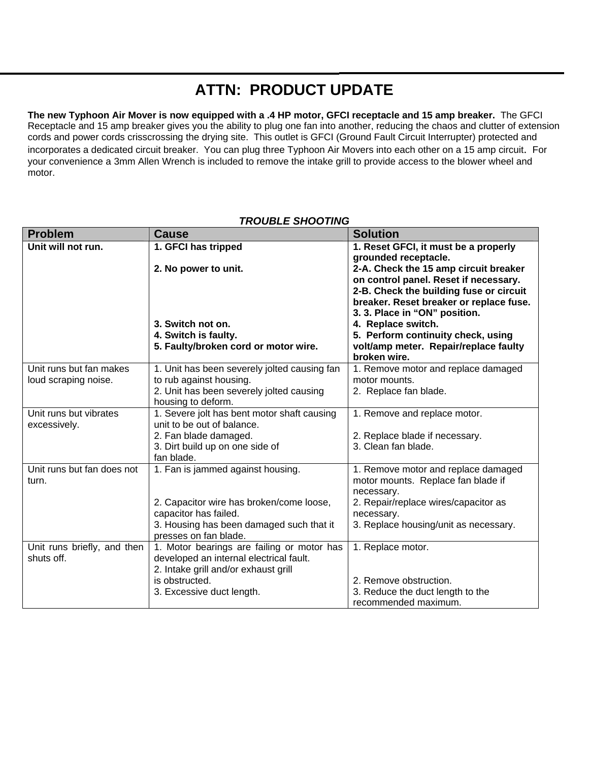# ATTN: PRODUCT UPDATE

**The new Typhoon Air Mover is now equipped with a .4 HP motor, GFCI receptacle and 15 amp breaker.** The GFCI Receptacle and 15 amp breaker gives you the ability to plug one fan into another, reducing the chaos and clutter of extension cords and power cords crisscrossing the drying site. This outlet is GFCI (Ground Fault Circuit Interrupter) protected and incorporates a dedicated circuit breaker. You can plug three Typhoon Air Movers into each other on a 15 amp circuit. For your convenience a 3mm Allen Wrench is included to remove the intake grill to provide access to the blower wheel and motor.

***TROUBLE SHOOTING***

| Problem | Cause | Solution |
|---|---|---|
| **Unit will not run.** | **1. GFCI has tripped**<br>**2. No power to unit.**<br>**3. Switch not on.**<br>**4. Switch is faulty.**<br>**5. Faulty/broken cord or motor wire.** | **1. Reset GFCI, it must be a properly grounded receptacle.**<br>**2-A. Check the 15 amp circuit breaker on control panel. Reset if necessary.**<br>**2-B. Check the building fuse or circuit breaker. Reset breaker or replace fuse.**<br>**3. 3. Place in "ON" position.**<br>**4. Replace switch.**<br>**5. Perform continuity check, using volt/amp meter. Repair/replace faulty broken wire.** |
| Unit runs but fan makes loud scraping noise. | 1. Unit has been severely jolted causing fan to rub against housing.<br>2. Unit has been severely jolted causing housing to deform. | 1. Remove motor and replace damaged motor mounts.<br>2. Replace fan blade. |
| Unit runs but vibrates excessively. | 1. Severe jolt has bent motor shaft causing unit to be out of balance.<br>2. Fan blade damaged.<br>3. Dirt build up on one side of fan blade. | 1. Remove and replace motor.<br>2. Replace blade if necessary.<br>3. Clean fan blade. |
| Unit runs but fan does not turn. | 1. Fan is jammed against housing.<br>2. Capacitor wire has broken/come loose, capacitor has failed.<br>3. Housing has been damaged such that it presses on fan blade. | 1. Remove motor and replace damaged motor mounts. Replace fan blade if necessary.<br>2. Repair/replace wires/capacitor as necessary.<br>3. Replace housing/unit as necessary. |
| Unit runs briefly, and then shuts off. | 1. Motor bearings are failing or motor has developed an internal electrical fault.<br>2. Intake grill and/or exhaust grill is obstructed.<br>3. Excessive duct length. | 1. Replace motor.<br>2. Remove obstruction.<br>3. Reduce the duct length to the recommended maximum. |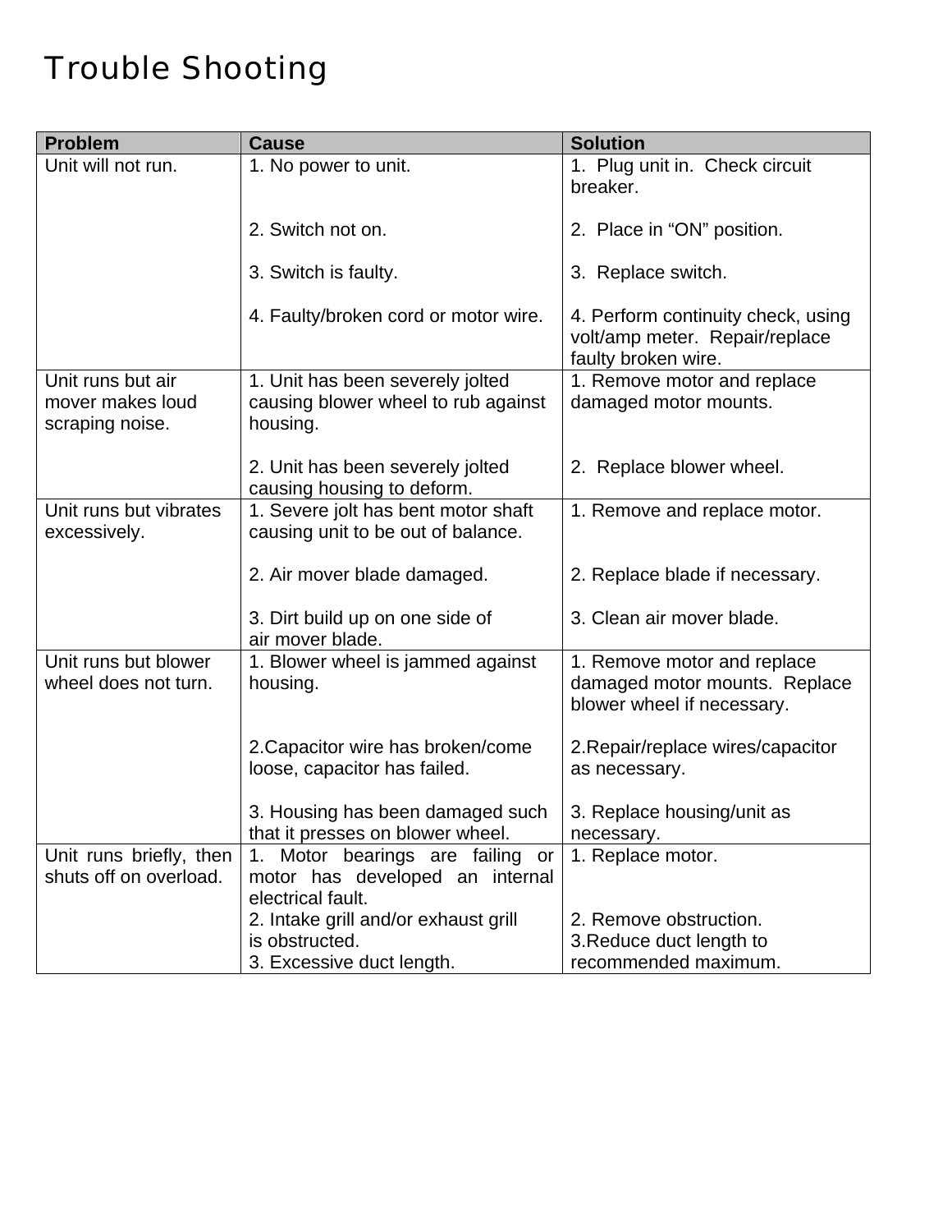# Trouble Shooting

| Problem | Cause | Solution |
|---|---|---|
| Unit will not run. | 1. No power to unit.<br><br>2. Switch not on.<br><br>3. Switch is faulty.<br><br>4. Faulty/broken cord or motor wire. | 1. Plug unit in. Check circuit breaker.<br><br>2. Place in “ON” position.<br><br>3. Replace switch.<br><br>4. Perform continuity check, using volt/amp meter. Repair/replace faulty broken wire. |
| Unit runs but air mover makes loud scraping noise. | 1. Unit has been severely jolted causing blower wheel to rub against housing.<br><br>2. Unit has been severely jolted causing housing to deform. | 1. Remove motor and replace damaged motor mounts.<br><br>2. Replace blower wheel. |
| Unit runs but vibrates excessively. | 1. Severe jolt has bent motor shaft causing unit to be out of balance.<br><br>2. Air mover blade damaged.<br><br>3. Dirt build up on one side of air mover blade. | 1. Remove and replace motor.<br><br>2. Replace blade if necessary.<br><br>3. Clean air mover blade. |
| Unit runs but blower wheel does not turn. | 1. Blower wheel is jammed against housing.<br><br>2.Capacitor wire has broken/come loose, capacitor has failed.<br><br>3. Housing has been damaged such that it presses on blower wheel. | 1. Remove motor and replace damaged motor mounts. Replace blower wheel if necessary.<br><br>2.Repair/replace wires/capacitor as necessary.<br><br>3. Replace housing/unit as necessary. |
| Unit runs briefly, then shuts off on overload. | 1. Motor bearings are failing or motor has developed an internal electrical fault.<br>2. Intake grill and/or exhaust grill is obstructed.<br>3. Excessive duct length. | 1. Replace motor.<br><br>2. Remove obstruction.<br>3.Reduce duct length to recommended maximum. |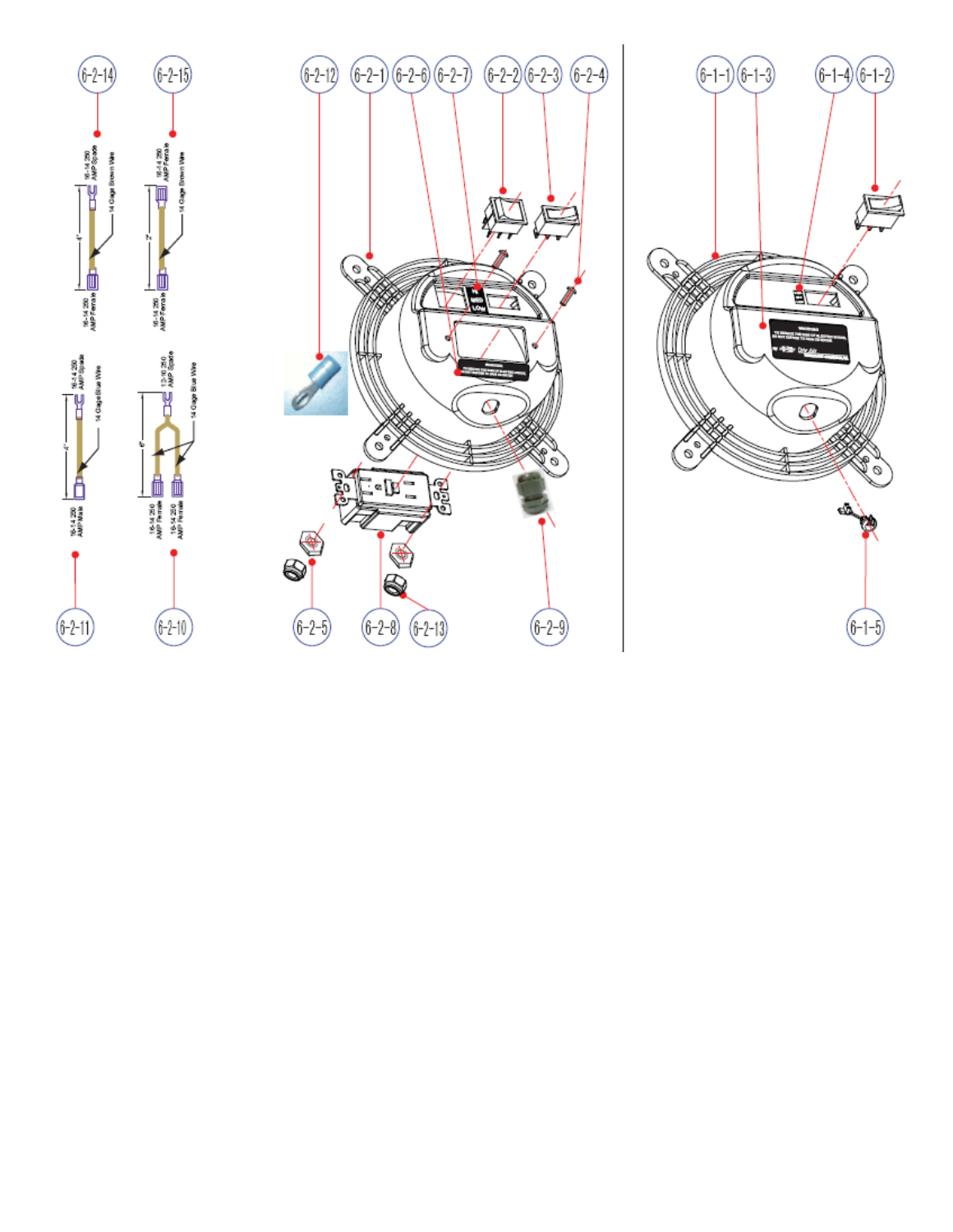6-2-14

16-14 250 AMP Spade

14 Gage Brown Wire

4"

16-14 250 AMP Female

6-2-15

16-14 250 AMP Female

14 Gage Brown Wire

2"

16-14 250 AMP Female

6-2-11

16-14 250 AMP Spade

14 Gage Blue Wire

4"

16-14 250 AMP Male

6-2-10

12-10 250 AMP Spade

14 Gage Blue Wire

6"

16-14 250 AMP Female

16-14 250 AMP Female

6-2-12 6-2-1 6-2-6 6-2-7 6-2-2 6-2-3 6-2-4

HI MED LOW

WARNING

6-2-5 6-2-8 6-2-13 6-2-9

6-1-1 6-1-3 6-1-4 6-1-2

WARNING

6-1-5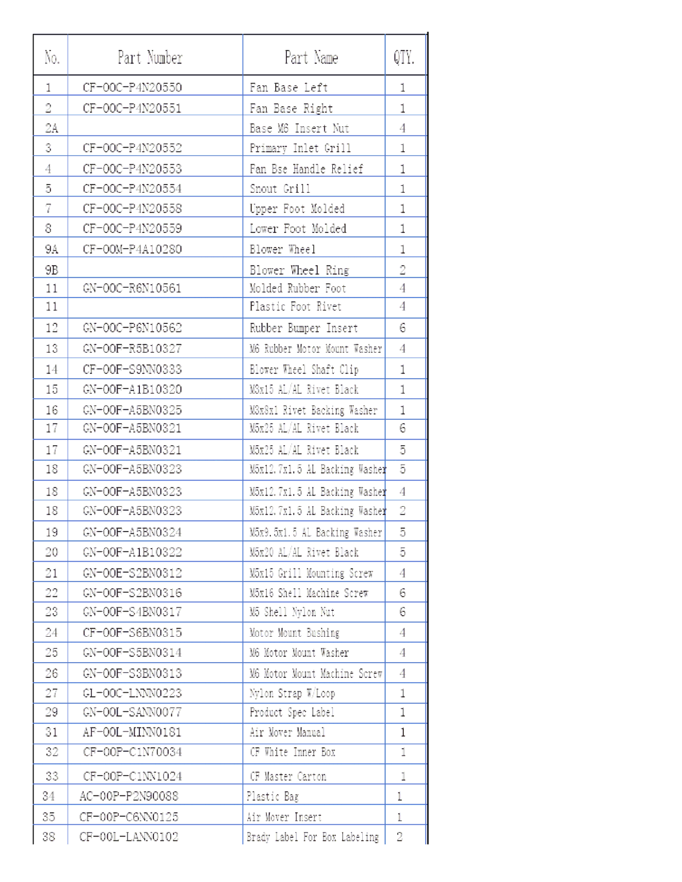| No. | Part Number | Part Name | QTY. |
| --- | --- | --- | --- |
| 1 | CF-00C-P4N20550 | Fan Base Left | 1 |
| 2 | CF-00C-P4N20551 | Fan Base Right | 1 |
| 2A | | Base M6 Insert Nut | 4 |
| 3 | CF-00C-P4N20552 | Primary Inlet Grill | 1 |
| 4 | CF-00C-P4N20553 | Fan Bse Handle Relief | 1 |
| 5 | CF-00C-P4N20554 | Snout Grill | 1 |
| 7 | CF-00C-P4N20558 | Upper Foot Molded | 1 |
| 8 | CF-00C-P4N20559 | Lower Foot Molded | 1 |
| 9A | CF-00M-P4A10280 | Blower Wheel | 1 |
| 9B | | Blower Wheel Ring | 2 |
| 11 | GN-00C-R6N10561 | Molded Rubber Foot | 4 |
| 11 | | Plastic Foot Rivet | 4 |
| 12 | GN-00C-P6N10562 | Rubber Bumper Insert | 6 |
| 13 | GN-00F-R5B10327 | M6 Rubber Motor Mount Washer | 4 |
| 14 | CF-00F-S9NN0333 | Blower Wheel Shaft Clip | 1 |
| 15 | GN-00F-A1B10320 | M3x15 AL/AL Rivet Black | 1 |
| 16 | GN-00F-A5BN0325 | M3x8x1 Rivet Backing Washer | 1 |
| 17 | GN-00F-A5BN0321 | M5x25 AL/AL Rivet Black | 6 |
| 17 | GN-00F-A5BN0321 | M5x25 AL/AL Rivet Black | 5 |
| 18 | GN-00F-A5BN0323 | M5x12.7x1.5 AL Backing Washer | 5 |
| 18 | GN-00F-A5BN0323 | M5x12.7x1.5 AL Backing Washer | 4 |
| 18 | GN-00F-A5BN0323 | M5x12.7x1.5 AL Backing Washer | 2 |
| 19 | GN-00F-A5BN0324 | M5x9.5x1.5 AL Backing Washer | 5 |
| 20 | GN-00F-A1B10322 | M5x20 AL/AL Rivet Black | 5 |
| 21 | GN-00E-S2BN0312 | M5x15 Grill Mounting Screw | 4 |
| 22 | GN-00F-S2BN0316 | M5x16 Shell Machine Screw | 6 |
| 23 | GN-00F-S4BN0317 | M5 Shell Nylon Nut | 6 |
| 24 | CF-00F-S6BN0315 | Motor Mount Bushing | 4 |
| 25 | GN-00F-S5BN0314 | M6 Motor Mount Washer | 4 |
| 26 | GN-00F-S3BN0313 | M6 Motor Mount Machine Screw | 4 |
| 27 | GL-00C-LNNN0223 | Nylon Strap W/Loop | 1 |
| 29 | GN-00L-SANN0077 | Product Spec Label | 1 |
| 31 | AF-00L-MINN0181 | Air Mover Manual | 1 |
| 32 | CF-00P-C1N70034 | CF White Inner Box | 1 |
| 33 | CF-00P-C1NN1024 | CF Master Carton | 1 |
| 34 | AC-00P-P2N90088 | Plastic Bag | 1 |
| 35 | CF-00P-C6NN0125 | Air Mover Insert | 1 |
| 38 | CF-00L-LANN0102 | Brady Label For Box Labeling | 2 |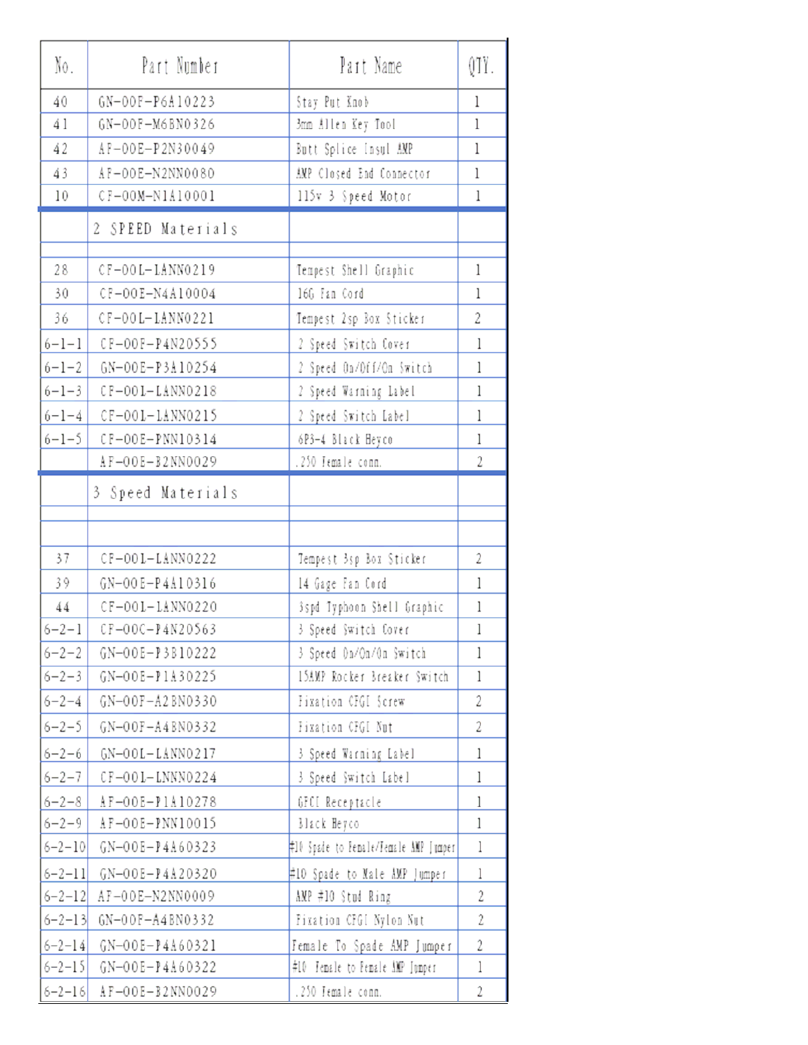| No. | Part Number | Part Name | QTY. |
|---|---|---|---|
| 40 | GN-00F-P6A10223 | Stay Put Knob | 1 |
| 41 | GN-00F-M6BN0326 | 3mm Allen Key Tool | 1 |
| 42 | AF-00E-P2N30049 | Butt Splice Insul AMP | 1 |
| 43 | AF-00E-N2NN0080 | AMP Closed End Connector | 1 |
| 10 | CF-00M-N1A10001 | 115v 3 Speed Motor | 1 |
| | 2 SPEED Materials | | |
| | | | |
| 28 | CF-00L-LANN0219 | Tempest Shell Graphic | 1 |
| 30 | CF-00E-N4A10004 | 16G Fan Cord | 1 |
| 36 | CF-00L-LANN0221 | Tempest 2sp Box Sticker | 2 |
| 6-1-1 | CF-00F-P4N20555 | 2 Speed Switch Cover | 1 |
| 6-1-2 | GN-00E-P3A10254 | 2 Speed On/Off/On Switch | 1 |
| 6-1-3 | CF-00L-LANN0218 | 2 Speed Warning Label | 1 |
| 6-1-4 | CF-00L-LANN0215 | 2 Speed Switch Label | 1 |
| 6-1-5 | CF-00E-PNN10314 | 6P3-4 Black Heyco | 1 |
| | AF-00E-B2NN0029 | .250 Female conn. | 2 |
| | 3 Speed Materials | | |
| | | | |
| | | | |
| 37 | CF-00L-LANN0222 | Tempest 3sp Box Sticker | 2 |
| 39 | GN-00E-P4A10316 | 14 Gage Fan Cord | 1 |
| 44 | CF-00L-LANN0220 | 3spd Typhoon Shell Graphic | 1 |
| 6-2-1 | CF-00C-P4N20563 | 3 Speed Switch Cover | 1 |
| 6-2-2 | GN-00E-P3B10222 | 3 Speed On/On/On Switch | 1 |
| 6-2-3 | GN-00E-P1A30225 | 15AMP Rocker Breaker Switch | 1 |
| 6-2-4 | GN-00F-A2BN0330 | Fixation CFGI Screw | 2 |
| 6-2-5 | GN-00F-A4BN0332 | Fixation CFGI Nut | 2 |
| 6-2-6 | GN-00L-LANN0217 | 3 Speed Warning Label | 1 |
| 6-2-7 | CF-00L-LNNN0224 | 3 Speed Switch Label | 1 |
| 6-2-8 | AF-00E-P1A10278 | GFCI Receptacle | 1 |
| 6-2-9 | AF-00E-PNN10015 | Black Heyco | 1 |
| 6-2-10 | GN-00E-P4A60323 | #10 Spade to Female/Female AMP Jumper | 1 |
| 6-2-11 | GN-00E-P4A20320 | #10 Spade to Male AMP Jumper | 1 |
| 6-2-12 | AF-00E-N2NN0009 | AMP #10 Stud Ring | 2 |
| 6-2-13 | GN-00F-A4BN0332 | Fixation CFGI Nylon Nut | 2 |
| 6-2-14 | GN-00E-P4A60321 | Female To Spade AMP Jumper | 2 |
| 6-2-15 | GN-00E-P4A60322 | #10 Female to Female AMP Jumper | 1 |
| 6-2-16 | AF-00E-B2NN0029 | .250 Female conn. | 2 |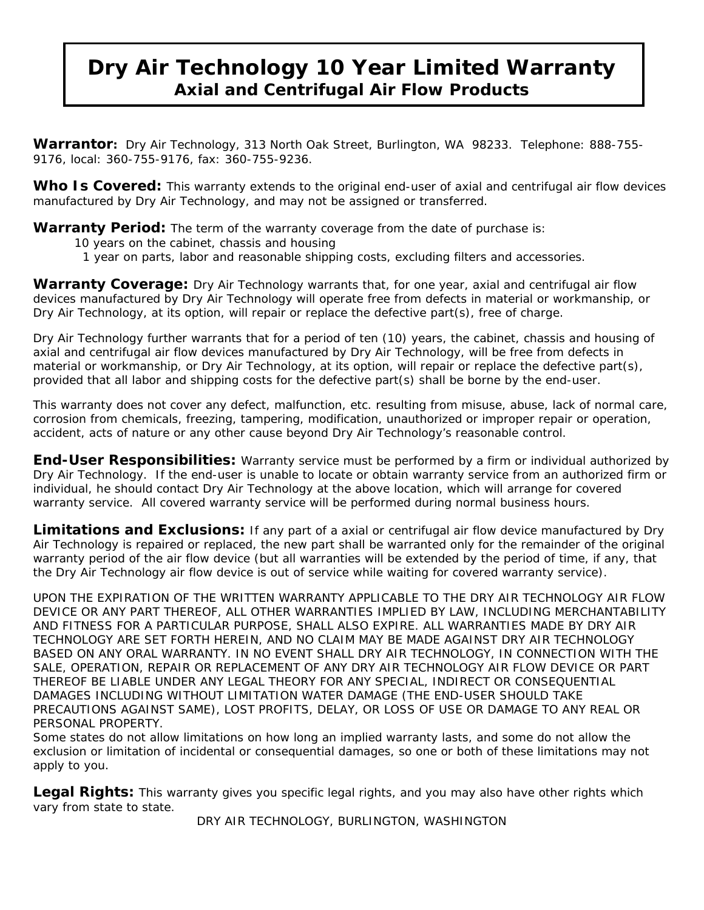# Dry Air Technology 10 Year Limited Warranty

## Axial and Centrifugal Air Flow Products

**Warrantor:** Dry Air Technology, 313 North Oak Street, Burlington, WA 98233. Telephone: 888-755-9176, local: 360-755-9176, fax: 360-755-9236.

**Who Is Covered:** This warranty extends to the original end-user of axial and centrifugal air flow devices manufactured by Dry Air Technology, and may not be assigned or transferred.

**Warranty Period:** The term of the warranty coverage from the date of purchase is:

10 years on the cabinet, chassis and housing
1 year on parts, labor and reasonable shipping costs, excluding filters and accessories.

**Warranty Coverage:** Dry Air Technology warrants that, for one year, axial and centrifugal air flow devices manufactured by Dry Air Technology will operate free from defects in material or workmanship, or Dry Air Technology, at its option, will repair or replace the defective part(s), free of charge.

Dry Air Technology further warrants that for a period of ten (10) years, the cabinet, chassis and housing of axial and centrifugal air flow devices manufactured by Dry Air Technology, will be free from defects in material or workmanship, or Dry Air Technology, at its option, will repair or replace the defective part(s), provided that all labor and shipping costs for the defective part(s) shall be borne by the end-user.

This warranty does not cover any defect, malfunction, etc. resulting from misuse, abuse, lack of normal care, corrosion from chemicals, freezing, tampering, modification, unauthorized or improper repair or operation, accident, acts of nature or any other cause beyond Dry Air Technology's reasonable control.

**End-User Responsibilities:** Warranty service must be performed by a firm or individual authorized by Dry Air Technology. If the end-user is unable to locate or obtain warranty service from an authorized firm or individual, he should contact Dry Air Technology at the above location, which will arrange for covered warranty service. All covered warranty service will be performed during normal business hours.

**Limitations and Exclusions:** If any part of a axial or centrifugal air flow device manufactured by Dry Air Technology is repaired or replaced, the new part shall be warranted only for the remainder of the original warranty period of the air flow device (but all warranties will be extended by the period of time, if any, that the Dry Air Technology air flow device is out of service while waiting for covered warranty service).

UPON THE EXPIRATION OF THE WRITTEN WARRANTY APPLICABLE TO THE DRY AIR TECHNOLOGY AIR FLOW DEVICE OR ANY PART THEREOF, ALL OTHER WARRANTIES IMPLIED BY LAW, INCLUDING MERCHANTABILITY AND FITNESS FOR A PARTICULAR PURPOSE, SHALL ALSO EXPIRE. ALL WARRANTIES MADE BY DRY AIR TECHNOLOGY ARE SET FORTH HEREIN, AND NO CLAIM MAY BE MADE AGAINST DRY AIR TECHNOLOGY BASED ON ANY ORAL WARRANTY. IN NO EVENT SHALL DRY AIR TECHNOLOGY, IN CONNECTION WITH THE SALE, OPERATION, REPAIR OR REPLACEMENT OF ANY DRY AIR TECHNOLOGY AIR FLOW DEVICE OR PART THEREOF BE LIABLE UNDER ANY LEGAL THEORY FOR ANY SPECIAL, INDIRECT OR CONSEQUENTIAL DAMAGES INCLUDING WITHOUT LIMITATION WATER DAMAGE (THE END-USER SHOULD TAKE PRECAUTIONS AGAINST SAME), LOST PROFITS, DELAY, OR LOSS OF USE OR DAMAGE TO ANY REAL OR PERSONAL PROPERTY.
Some states do not allow limitations on how long an implied warranty lasts, and some do not allow the exclusion or limitation of incidental or consequential damages, so one or both of these limitations may not apply to you.

**Legal Rights:** This warranty gives you specific legal rights, and you may also have other rights which vary from state to state.

DRY AIR TECHNOLOGY, BURLINGTON, WASHINGTON